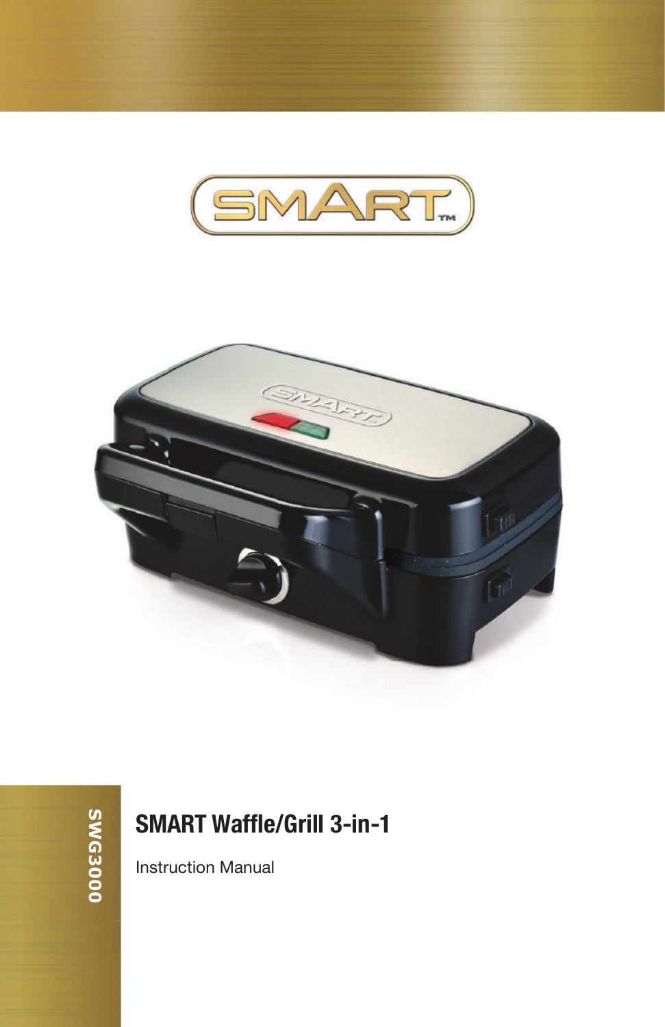SMART™

SWG3000

# SMART Waffle/Grill 3-in-1

Instruction Manual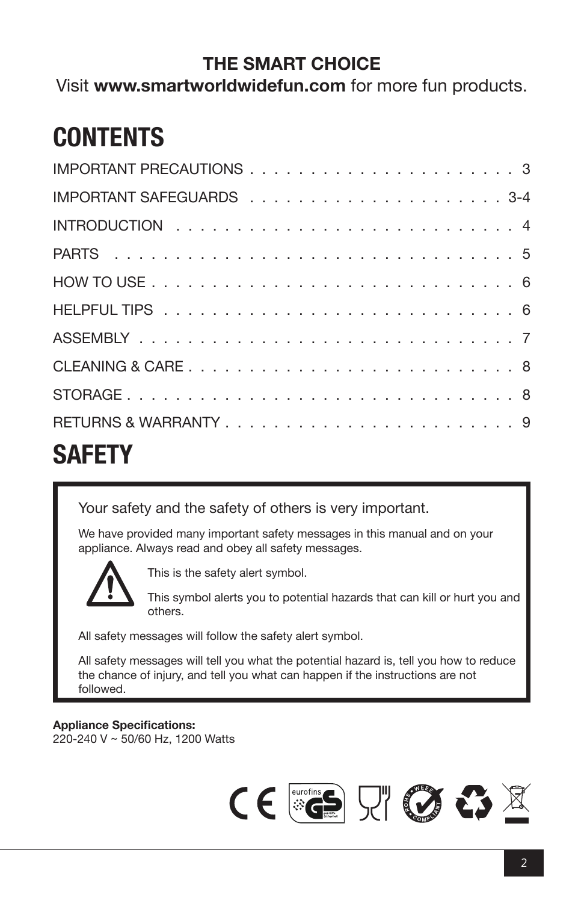**THE SMART CHOICE**

Visit **www.smartworldwidefun.com** for more fun products.

# CONTENTS

| | |
|---|---|
| IMPORTANT PRECAUTIONS | 3 |
| IMPORTANT SAFEGUARDS | 3-4 |
| INTRODUCTION | 4 |
| PARTS | 5 |
| HOW TO USE | 6 |
| HELPFUL TIPS | 6 |
| ASSEMBLY | 7 |
| CLEANING & CARE | 8 |
| STORAGE | 8 |
| RETURNS & WARRANTY | 9 |

# SAFETY

Your safety and the safety of others is very important.

We have provided many important safety messages in this manual and on your appliance. Always read and obey all safety messages.

This is the safety alert symbol.

This symbol alerts you to potential hazards that can kill or hurt you and others.

All safety messages will follow the safety alert symbol.

All safety messages will tell you what the potential hazard is, tell you how to reduce the chance of injury, and tell you what can happen if the instructions are not followed.

**Appliance Specifications:**
220-240 V ~ 50/60 Hz, 1200 Watts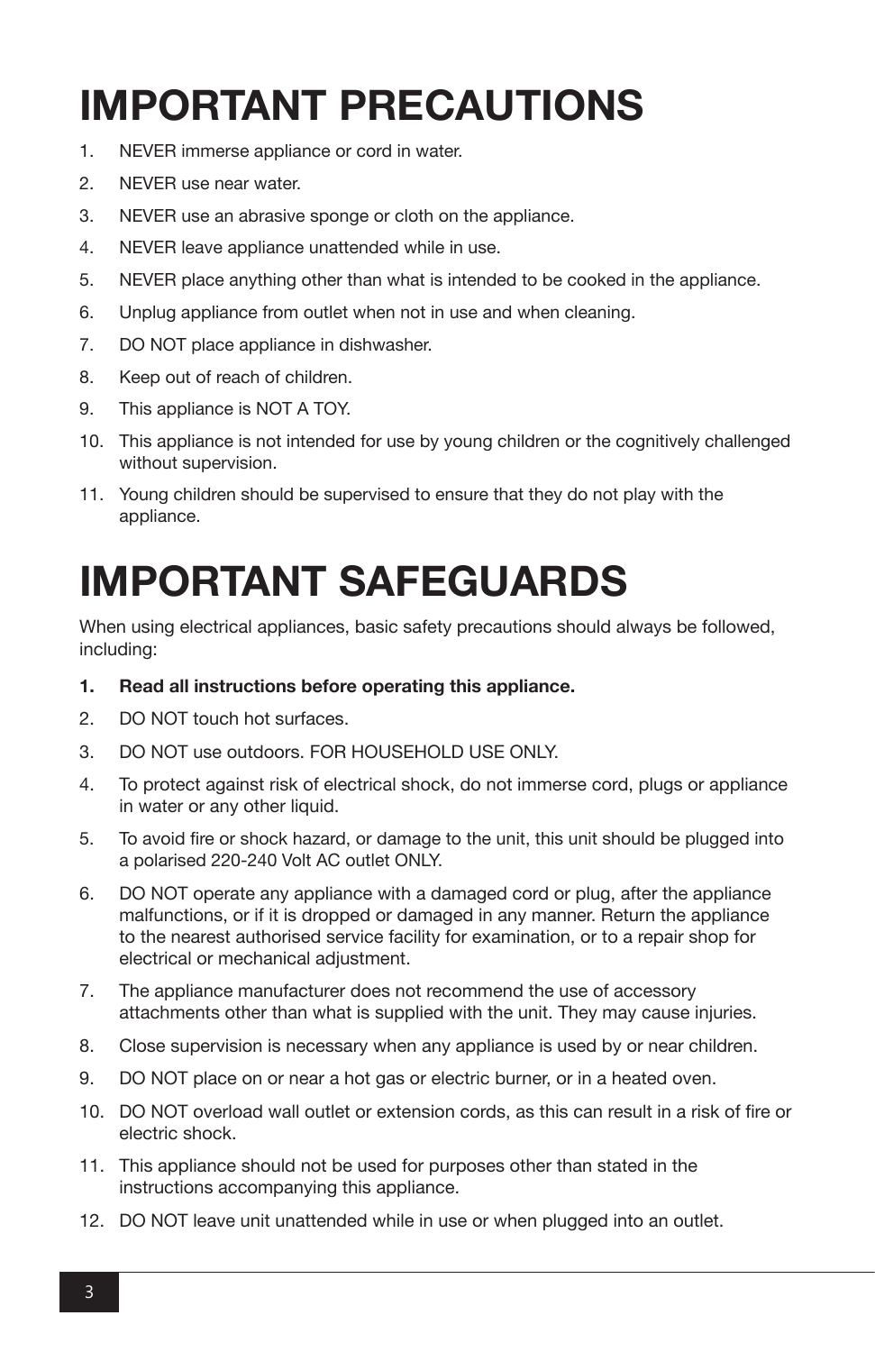# IMPORTANT PRECAUTIONS

1. NEVER immerse appliance or cord in water.
2. NEVER use near water.
3. NEVER use an abrasive sponge or cloth on the appliance.
4. NEVER leave appliance unattended while in use.
5. NEVER place anything other than what is intended to be cooked in the appliance.
6. Unplug appliance from outlet when not in use and when cleaning.
7. DO NOT place appliance in dishwasher.
8. Keep out of reach of children.
9. This appliance is NOT A TOY.
10. This appliance is not intended for use by young children or the cognitively challenged without supervision.
11. Young children should be supervised to ensure that they do not play with the appliance.

# IMPORTANT SAFEGUARDS

When using electrical appliances, basic safety precautions should always be followed, including:

1. **Read all instructions before operating this appliance.**
2. DO NOT touch hot surfaces.
3. DO NOT use outdoors. FOR HOUSEHOLD USE ONLY.
4. To protect against risk of electrical shock, do not immerse cord, plugs or appliance in water or any other liquid.
5. To avoid fire or shock hazard, or damage to the unit, this unit should be plugged into a polarised 220-240 Volt AC outlet ONLY.
6. DO NOT operate any appliance with a damaged cord or plug, after the appliance malfunctions, or if it is dropped or damaged in any manner. Return the appliance to the nearest authorised service facility for examination, or to a repair shop for electrical or mechanical adjustment.
7. The appliance manufacturer does not recommend the use of accessory attachments other than what is supplied with the unit. They may cause injuries.
8. Close supervision is necessary when any appliance is used by or near children.
9. DO NOT place on or near a hot gas or electric burner, or in a heated oven.
10. DO NOT overload wall outlet or extension cords, as this can result in a risk of fire or electric shock.
11. This appliance should not be used for purposes other than stated in the instructions accompanying this appliance.
12. DO NOT leave unit unattended while in use or when plugged into an outlet.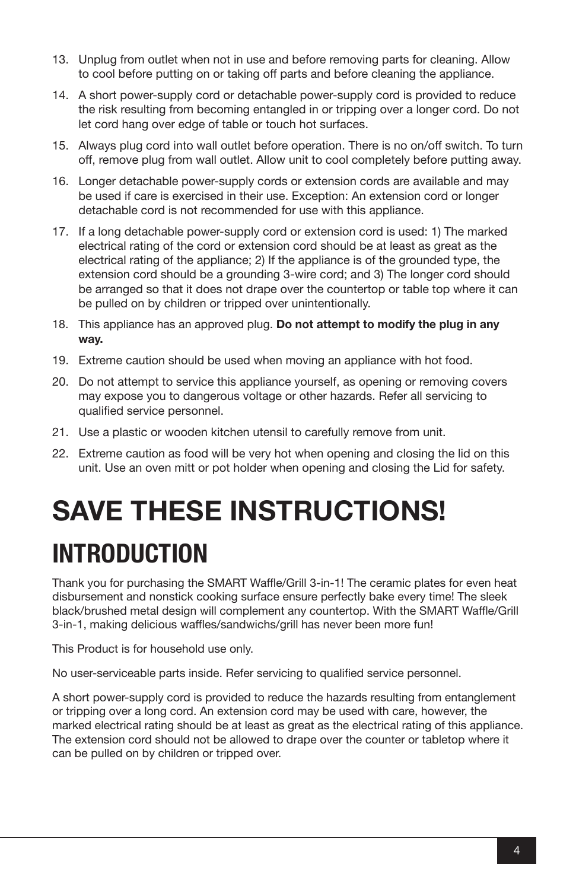13. Unplug from outlet when not in use and before removing parts for cleaning. Allow to cool before putting on or taking off parts and before cleaning the appliance.
14. A short power-supply cord or detachable power-supply cord is provided to reduce the risk resulting from becoming entangled in or tripping over a longer cord. Do not let cord hang over edge of table or touch hot surfaces.
15. Always plug cord into wall outlet before operation. There is no on/off switch. To turn off, remove plug from wall outlet. Allow unit to cool completely before putting away.
16. Longer detachable power-supply cords or extension cords are available and may be used if care is exercised in their use. Exception: An extension cord or longer detachable cord is not recommended for use with this appliance.
17. If a long detachable power-supply cord or extension cord is used: 1) The marked electrical rating of the cord or extension cord should be at least as great as the electrical rating of the appliance; 2) If the appliance is of the grounded type, the extension cord should be a grounding 3-wire cord; and 3) The longer cord should be arranged so that it does not drape over the countertop or table top where it can be pulled on by children or tripped over unintentionally.
18. This appliance has an approved plug. **Do not attempt to modify the plug in any way.**
19. Extreme caution should be used when moving an appliance with hot food.
20. Do not attempt to service this appliance yourself, as opening or removing covers may expose you to dangerous voltage or other hazards. Refer all servicing to qualified service personnel.
21. Use a plastic or wooden kitchen utensil to carefully remove from unit.
22. Extreme caution as food will be very hot when opening and closing the lid on this unit. Use an oven mitt or pot holder when opening and closing the Lid for safety.

# SAVE THESE INSTRUCTIONS!

# INTRODUCTION

Thank you for purchasing the SMART Waffle/Grill 3-in-1! The ceramic plates for even heat disbursement and nonstick cooking surface ensure perfectly bake every time! The sleek black/brushed metal design will complement any countertop. With the SMART Waffle/Grill 3-in-1, making delicious waffles/sandwichs/grill has never been more fun!

This Product is for household use only.

No user-serviceable parts inside. Refer servicing to qualified service personnel.

A short power-supply cord is provided to reduce the hazards resulting from entanglement or tripping over a long cord. An extension cord may be used with care, however, the marked electrical rating should be at least as great as the electrical rating of this appliance. The extension cord should not be allowed to drape over the counter or tabletop where it can be pulled on by children or tripped over.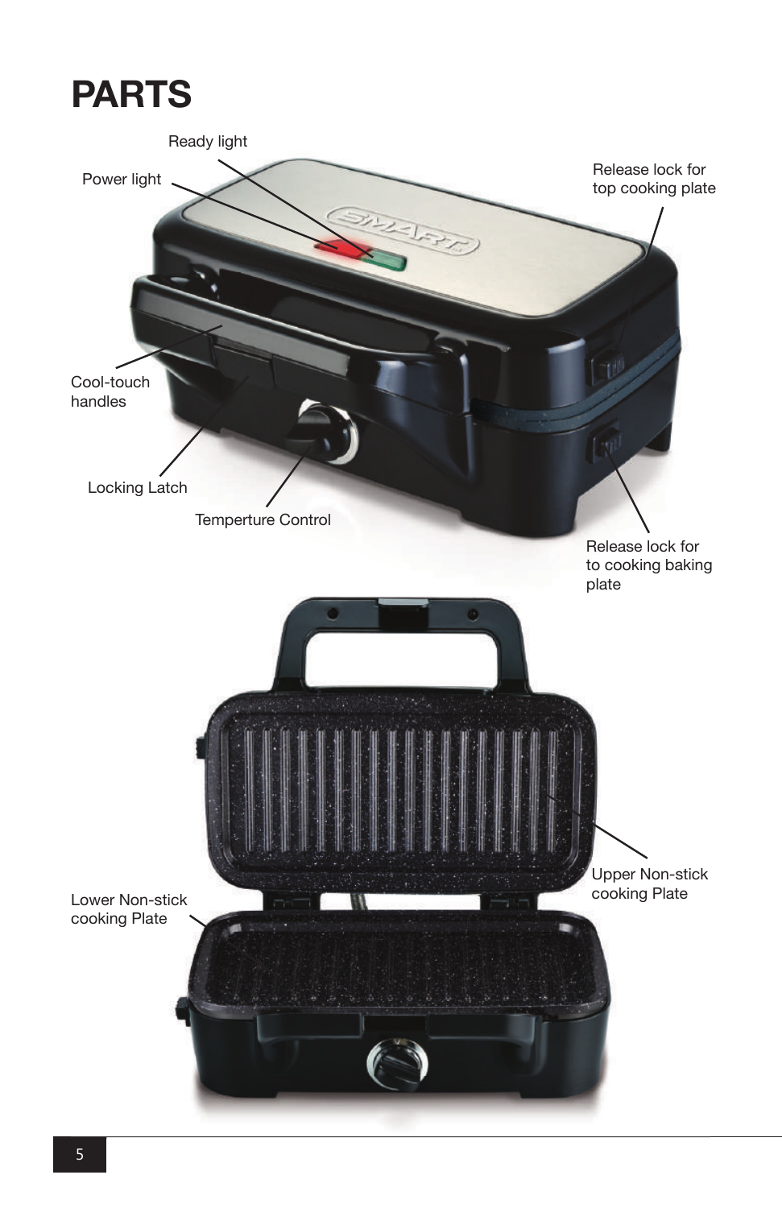# PARTS

Ready light

Power light

Release lock for top cooking plate

Cool-touch handles

Locking Latch

Temperture Control

Release lock for to cooking baking plate

Upper Non-stick cooking Plate

Lower Non-stick cooking Plate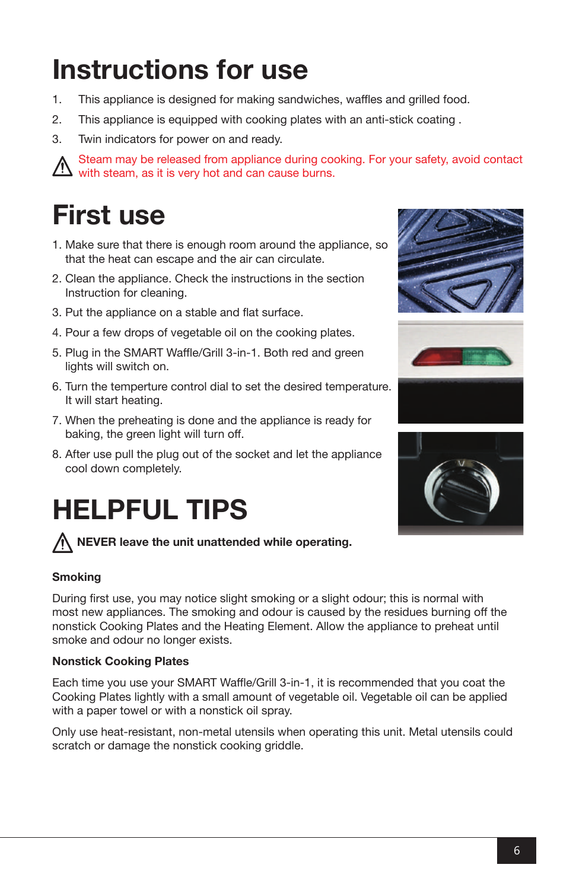# Instructions for use

1. This appliance is designed for making sandwiches, waffles and grilled food.
2. This appliance is equipped with cooking plates with an anti-stick coating .
3. Twin indicators for power on and ready.

⚠ Steam may be released from appliance during cooking. For your safety, avoid contact with steam, as it is very hot and can cause burns.

# First use

1. Make sure that there is enough room around the appliance, so that the heat can escape and the air can circulate.
2. Clean the appliance. Check the instructions in the section Instruction for cleaning.
3. Put the appliance on a stable and flat surface.
4. Pour a few drops of vegetable oil on the cooking plates.
5. Plug in the SMART Waffle/Grill 3-in-1. Both red and green lights will switch on.
6. Turn the temperture control dial to set the desired temperature. It will start heating.
7. When the preheating is done and the appliance is ready for baking, the green light will turn off.
8. After use pull the plug out of the socket and let the appliance cool down completely.

# HELPFUL TIPS

⚠ **NEVER leave the unit unattended while operating.**

**Smoking**

During first use, you may notice slight smoking or a slight odour; this is normal with most new appliances. The smoking and odour is caused by the residues burning off the nonstick Cooking Plates and the Heating Element. Allow the appliance to preheat until smoke and odour no longer exists.

**Nonstick Cooking Plates**

Each time you use your SMART Waffle/Grill 3-in-1, it is recommended that you coat the Cooking Plates lightly with a small amount of vegetable oil. Vegetable oil can be applied with a paper towel or with a nonstick oil spray.

Only use heat-resistant, non-metal utensils when operating this unit. Metal utensils could scratch or damage the nonstick cooking griddle.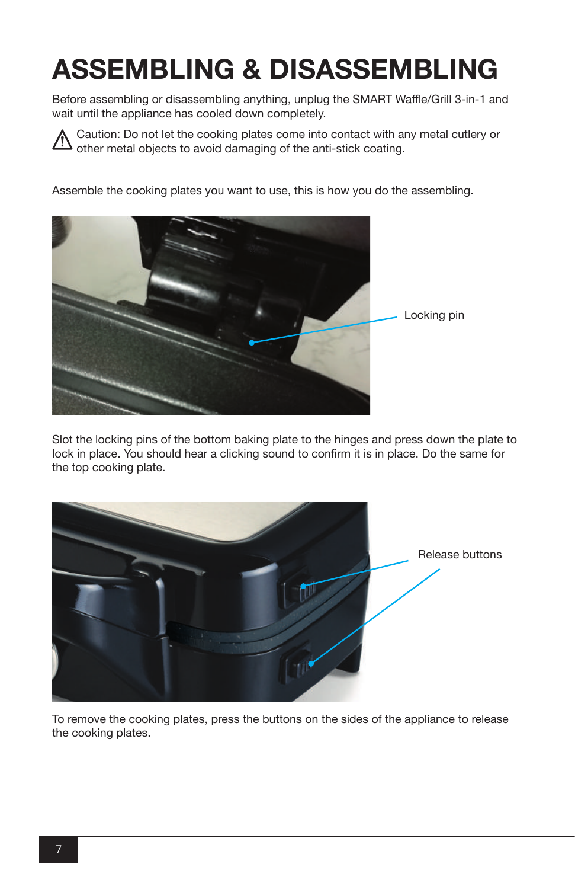# ASSEMBLING & DISASSEMBLING

Before assembling or disassembling anything, unplug the SMART Waffle/Grill 3-in-1 and wait until the appliance has cooled down completely.

⚠ Caution: Do not let the cooking plates come into contact with any metal cutlery or other metal objects to avoid damaging of the anti-stick coating.

Assemble the cooking plates you want to use, this is how you do the assembling.

Locking pin

Slot the locking pins of the bottom baking plate to the hinges and press down the plate to lock in place. You should hear a clicking sound to confirm it is in place. Do the same for the top cooking plate.

Release buttons

To remove the cooking plates, press the buttons on the sides of the appliance to release the cooking plates.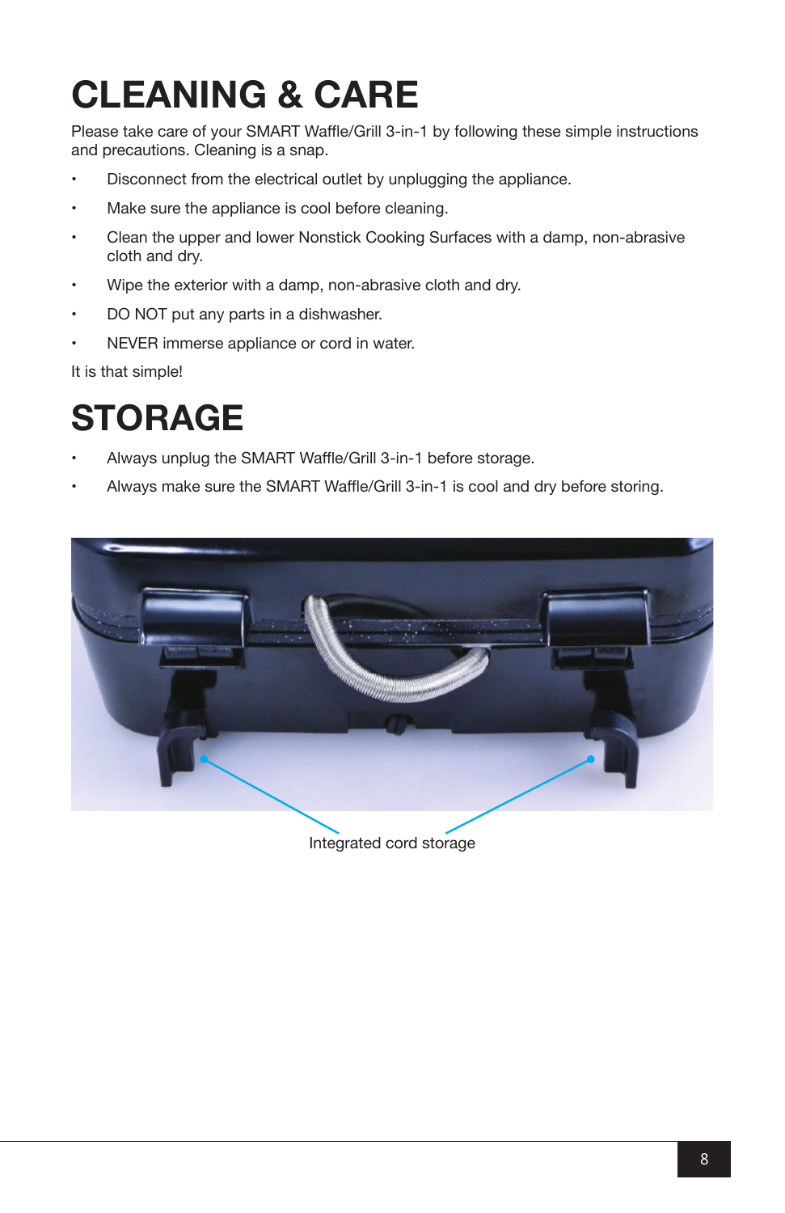# CLEANING & CARE

Please take care of your SMART Waffle/Grill 3-in-1 by following these simple instructions and precautions. Cleaning is a snap.

- Disconnect from the electrical outlet by unplugging the appliance.
- Make sure the appliance is cool before cleaning.
- Clean the upper and lower Nonstick Cooking Surfaces with a damp, non-abrasive cloth and dry.
- Wipe the exterior with a damp, non-abrasive cloth and dry.
- DO NOT put any parts in a dishwasher.
- NEVER immerse appliance or cord in water.

It is that simple!

# STORAGE

- Always unplug the SMART Waffle/Grill 3-in-1 before storage.
- Always make sure the SMART Waffle/Grill 3-in-1 is cool and dry before storing.

Integrated cord storage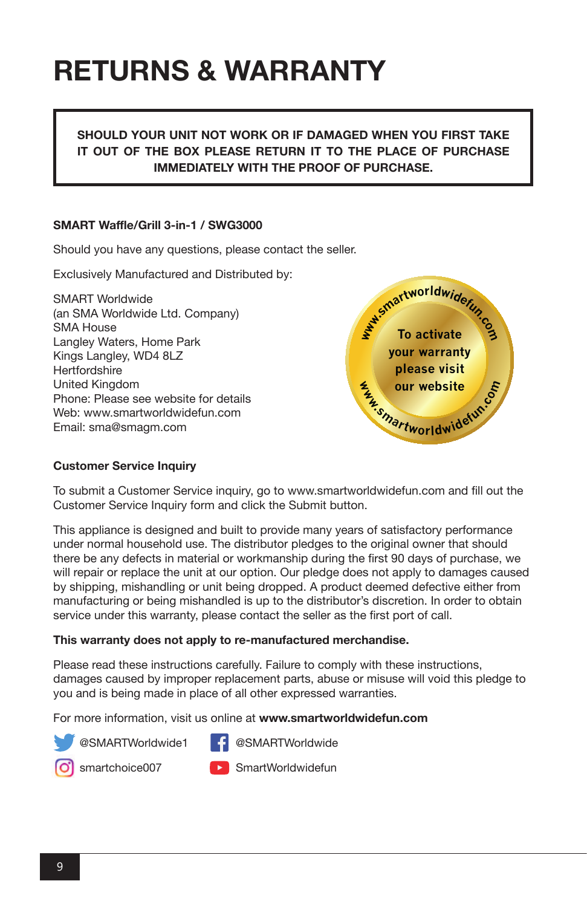# RETURNS & WARRANTY

**SHOULD YOUR UNIT NOT WORK OR IF DAMAGED WHEN YOU FIRST TAKE IT OUT OF THE BOX PLEASE RETURN IT TO THE PLACE OF PURCHASE IMMEDIATELY WITH THE PROOF OF PURCHASE.**

**SMART Waffle/Grill 3-in-1 / SWG3000**

Should you have any questions, please contact the seller.

Exclusively Manufactured and Distributed by:

SMART Worldwide
(an SMA Worldwide Ltd. Company)
SMA House
Langley Waters, Home Park
Kings Langley, WD4 8LZ
Hertfordshire
United Kingdom
Phone: Please see website for details
Web: www.smartworldwidefun.com
Email: sma@smagm.com

www.smartworldwidefun.com
To activate your warranty please visit our website
www.smartworldwidefun.com

**Customer Service Inquiry**

To submit a Customer Service inquiry, go to www.smartworldwidefun.com and fill out the Customer Service Inquiry form and click the Submit button.

This appliance is designed and built to provide many years of satisfactory performance under normal household use. The distributor pledges to the original owner that should there be any defects in material or workmanship during the first 90 days of purchase, we will repair or replace the unit at our option. Our pledge does not apply to damages caused by shipping, mishandling or unit being dropped. A product deemed defective either from manufacturing or being mishandled is up to the distributor's discretion. In order to obtain service under this warranty, please contact the seller as the first port of call.

**This warranty does not apply to re-manufactured merchandise.**

Please read these instructions carefully. Failure to comply with these instructions, damages caused by improper replacement parts, abuse or misuse will void this pledge to you and is being made in place of all other expressed warranties.

For more information, visit us online at **www.smartworldwidefun.com**

@SMARTWorldwide1
@SMARTWorldwide
smartchoice007
SmartWorldwidefun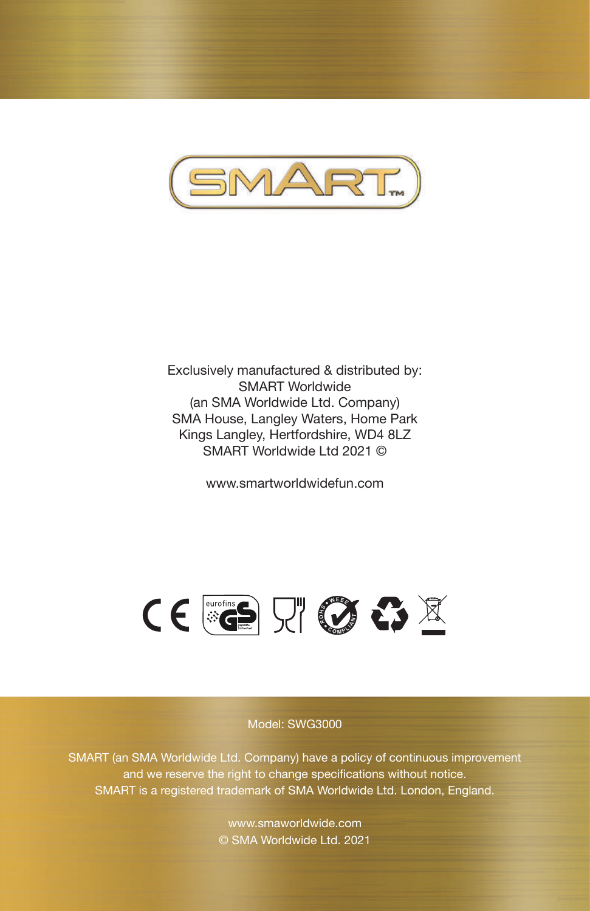SMART™

Exclusively manufactured & distributed by:
SMART Worldwide
(an SMA Worldwide Ltd. Company)
SMA House, Langley Waters, Home Park
Kings Langley, Hertfordshire, WD4 8LZ
SMART Worldwide Ltd 2021 ©

www.smartworldwidefun.com

Model: SWG3000

SMART (an SMA Worldwide Ltd. Company) have a policy of continuous improvement and we reserve the right to change specifications without notice.
SMART is a registered trademark of SMA Worldwide Ltd. London, England.

www.smaworldwide.com
© SMA Worldwide Ltd. 2021